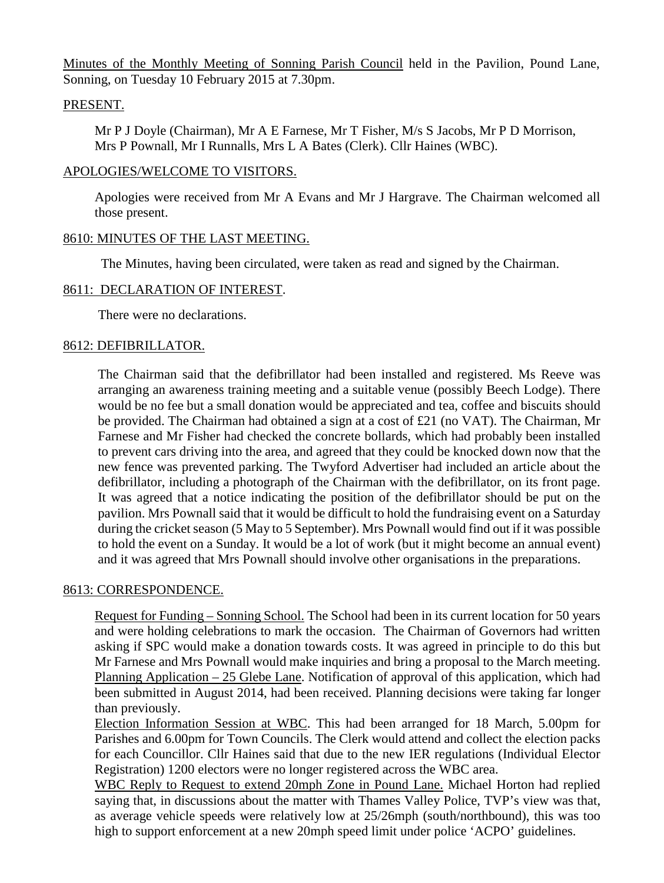Minutes of the Monthly Meeting of Sonning Parish Council held in the Pavilion, Pound Lane, Sonning, on Tuesday 10 February 2015 at 7.30pm.

PRESENT.

Mr P J Doyle (Chairman), Mr A E Farnese, Mr T Fisher, M/s S Jacobs, Mr P D Morrison, Mrs P Pownall, Mr I Runnalls, Mrs L A Bates (Clerk). Cllr Haines (WBC).

APOLOGIES/WELCOME TO VISITORS.

Apologies were received from Mr A Evans and Mr J Hargrave. The Chairman welcomed all those present.

8610: MINUTES OF THE LAST MEETING.

The Minutes, having been circulated, were taken as read and signed by the Chairman.

8611: DECLARATION OF INTEREST.

There were no declarations.

8612: DEFIBRILLATOR.

The Chairman said that the defibrillator had been installed and registered. Ms Reeve was arranging an awareness training meeting and a suitable venue (possibly Beech Lodge). There would be no fee but a small donation would be appreciated and tea, coffee and biscuits should be provided. The Chairman had obtained a sign at a cost of £21 (no VAT). The Chairman, Mr Farnese and Mr Fisher had checked the concrete bollards, which had probably been installed to prevent cars driving into the area, and agreed that they could be knocked down now that the new fence was prevented parking. The Twyford Advertiser had included an article about the defibrillator, including a photograph of the Chairman with the defibrillator, on its front page. It was agreed that a notice indicating the position of the defibrillator should be put on the pavilion. Mrs Pownall said that it would be difficult to hold the fundraising event on a Saturday during the cricket season (5 May to 5 September). Mrs Pownall would find out if it was possible to hold the event on a Sunday. It would be a lot of work (but it might become an annual event) and it was agreed that Mrs Pownall should involve other organisations in the preparations.

8613: CORRESPONDENCE.

Request for Funding – Sonning School. The School had been in its current location for 50 years and were holding celebrations to mark the occasion. The Chairman of Governors had written asking if SPC would make a donation towards costs. It was agreed in principle to do this but Mr Farnese and Mrs Pownall would make inquiries and bring a proposal to the March meeting.

Planning Application – 25 Glebe Lane. Notification of approval of this application, which had been submitted in August 2014, had been received. Planning decisions were taking far longer than previously.

Election Information Session at WBC. This had been arranged for 18 March, 5.00pm for Parishes and 6.00pm for Town Councils. The Clerk would attend and collect the election packs for each Councillor. Cllr Haines said that due to the new IER regulations (Individual Elector Registration) 1200 electors were no longer registered across the WBC area.

WBC Reply to Request to extend 20mph Zone in Pound Lane. Michael Horton had replied saying that, in discussions about the matter with Thames Valley Police, TVP's view was that, as average vehicle speeds were relatively low at 25/26mph (south/northbound), this was too high to support enforcement at a new 20mph speed limit under police 'ACPO' guidelines.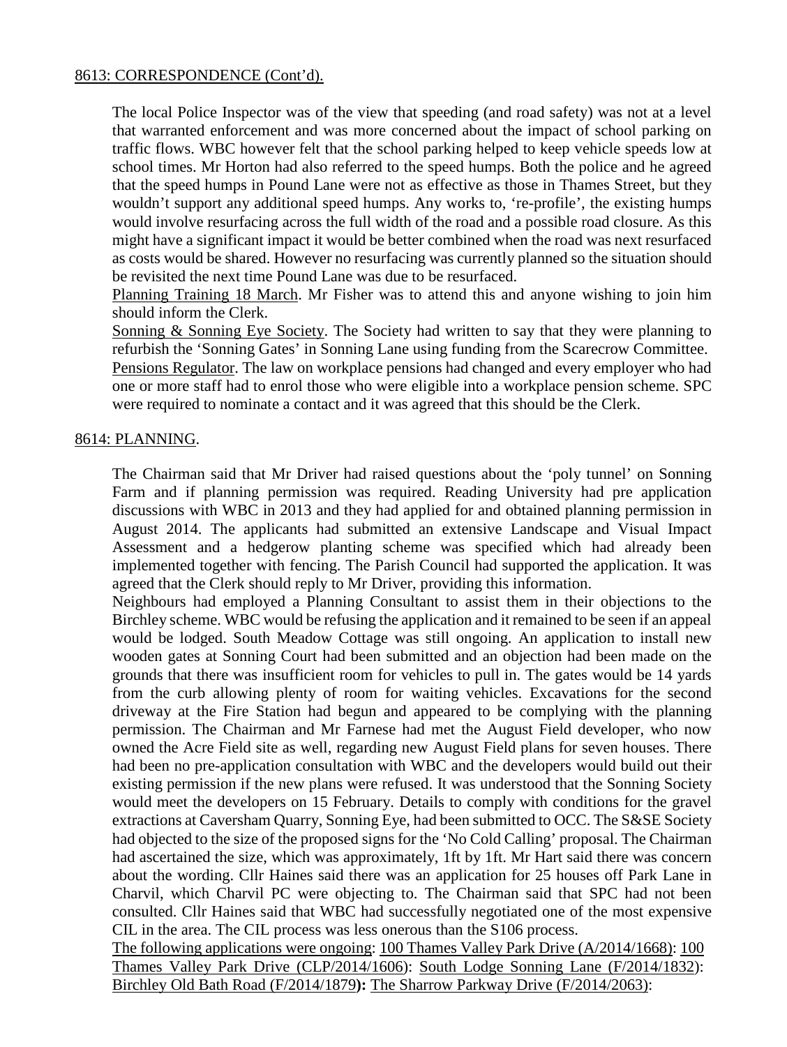<u>8613: CORRESPONDENCE (Cont'd).</u>

The local Police Inspector was of the view that speeding (and road safety) was not at a level that warranted enforcement and was more concerned about the impact of school parking on traffic flows. WBC however felt that the school parking helped to keep vehicle speeds low at school times. Mr Horton had also referred to the speed humps. Both the police and he agreed that the speed humps in Pound Lane were not as effective as those in Thames Street, but they wouldn't support any additional speed humps. Any works to, 're-profile', the existing humps would involve resurfacing across the full width of the road and a possible road closure. As this might have a significant impact it would be better combined when the road was next resurfaced as costs would be shared. However no resurfacing was currently planned so the situation should be revisited the next time Pound Lane was due to be resurfaced.

<u>Planning Training 18 March</u>. Mr Fisher was to attend this and anyone wishing to join him should inform the Clerk.

<u>Sonning & Sonning Eye Society</u>. The Society had written to say that they were planning to refurbish the 'Sonning Gates' in Sonning Lane using funding from the Scarecrow Committee.

<u>Pensions Regulator</u>. The law on workplace pensions had changed and every employer who had one or more staff had to enrol those who were eligible into a workplace pension scheme. SPC were required to nominate a contact and it was agreed that this should be the Clerk.

<u>8614: PLANNING</u>.

The Chairman said that Mr Driver had raised questions about the 'poly tunnel' on Sonning Farm and if planning permission was required. Reading University had pre application discussions with WBC in 2013 and they had applied for and obtained planning permission in August 2014. The applicants had submitted an extensive Landscape and Visual Impact Assessment and a hedgerow planting scheme was specified which had already been implemented together with fencing. The Parish Council had supported the application. It was agreed that the Clerk should reply to Mr Driver, providing this information.

Neighbours had employed a Planning Consultant to assist them in their objections to the Birchley scheme. WBC would be refusing the application and it remained to be seen if an appeal would be lodged. South Meadow Cottage was still ongoing. An application to install new wooden gates at Sonning Court had been submitted and an objection had been made on the grounds that there was insufficient room for vehicles to pull in. The gates would be 14 yards from the curb allowing plenty of room for waiting vehicles. Excavations for the second driveway at the Fire Station had begun and appeared to be complying with the planning permission. The Chairman and Mr Farnese had met the August Field developer, who now owned the Acre Field site as well, regarding new August Field plans for seven houses. There had been no pre-application consultation with WBC and the developers would build out their existing permission if the new plans were refused. It was understood that the Sonning Society would meet the developers on 15 February. Details to comply with conditions for the gravel extractions at Caversham Quarry, Sonning Eye, had been submitted to OCC. The S&SE Society had objected to the size of the proposed signs for the 'No Cold Calling' proposal. The Chairman had ascertained the size, which was approximately, 1ft by 1ft. Mr Hart said there was concern about the wording. Cllr Haines said there was an application for 25 houses off Park Lane in Charvil, which Charvil PC were objecting to. The Chairman said that SPC had not been consulted. Cllr Haines said that WBC had successfully negotiated one of the most expensive CIL in the area. The CIL process was less onerous than the S106 process.

<u>The following applications were ongoing</u>: <u>100 Thames Valley Park Drive (A/2014/1668)</u>: <u>100 Thames Valley Park Drive (CLP/2014/1606)</u>: <u>South Lodge Sonning Lane (F/2014/1832)</u>: <u>Birchley Old Bath Road (F/2014/1879</u>**):** <u>The Sharrow Parkway Drive (F/2014/2063)</u>: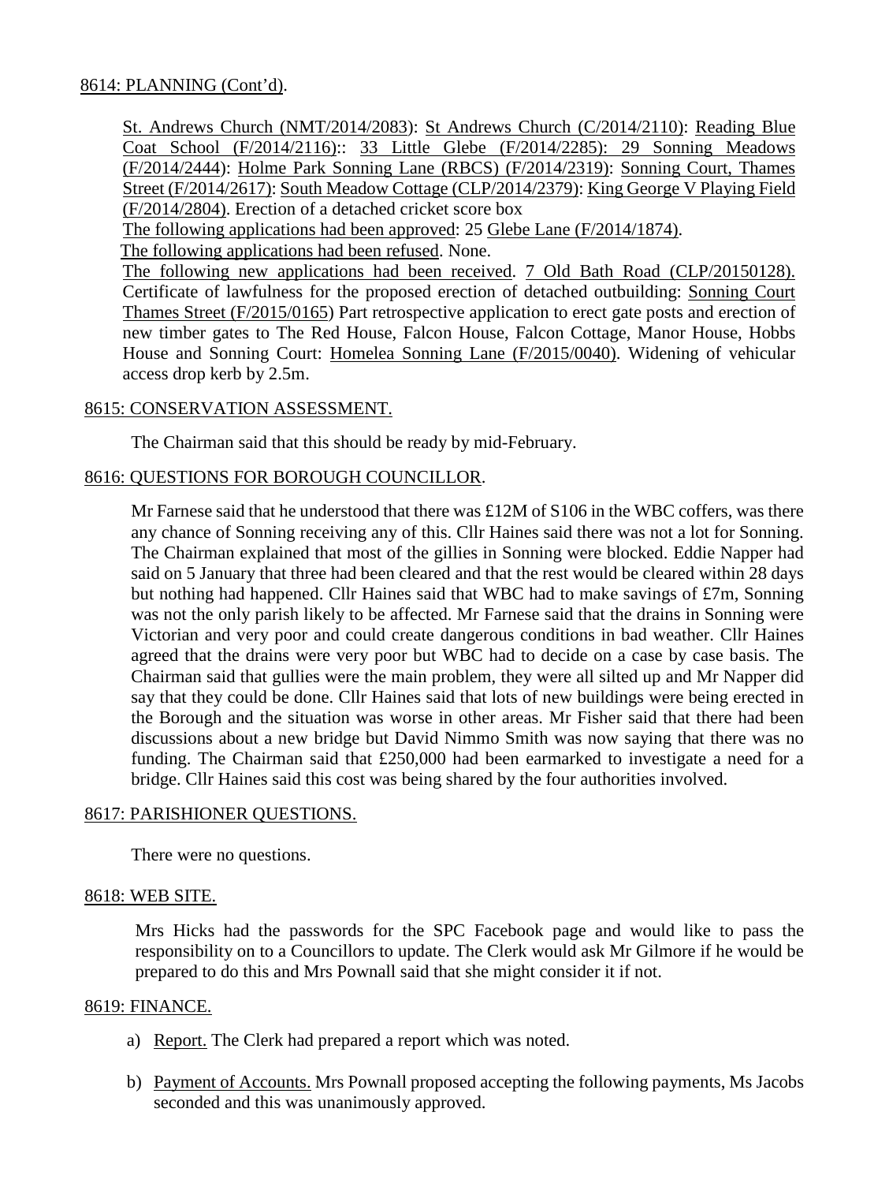8614: PLANNING (Cont'd).

St. Andrews Church (NMT/2014/2083): St Andrews Church (C/2014/2110): Reading Blue Coat School (F/2014/2116):: 33 Little Glebe (F/2014/2285): 29 Sonning Meadows (F/2014/2444): Holme Park Sonning Lane (RBCS) (F/2014/2319): Sonning Court, Thames Street (F/2014/2617): South Meadow Cottage (CLP/2014/2379): King George V Playing Field (F/2014/2804). Erection of a detached cricket score box

The following applications had been approved: 25 Glebe Lane (F/2014/1874).

The following applications had been refused. None.

The following new applications had been received. 7 Old Bath Road (CLP/20150128). Certificate of lawfulness for the proposed erection of detached outbuilding: Sonning Court Thames Street (F/2015/0165) Part retrospective application to erect gate posts and erection of new timber gates to The Red House, Falcon House, Falcon Cottage, Manor House, Hobbs House and Sonning Court: Homelea Sonning Lane (F/2015/0040). Widening of vehicular access drop kerb by 2.5m.

8615: CONSERVATION ASSESSMENT.

The Chairman said that this should be ready by mid-February.

8616: QUESTIONS FOR BOROUGH COUNCILLOR.

Mr Farnese said that he understood that there was £12M of S106 in the WBC coffers, was there any chance of Sonning receiving any of this. Cllr Haines said there was not a lot for Sonning. The Chairman explained that most of the gillies in Sonning were blocked. Eddie Napper had said on 5 January that three had been cleared and that the rest would be cleared within 28 days but nothing had happened. Cllr Haines said that WBC had to make savings of £7m, Sonning was not the only parish likely to be affected. Mr Farnese said that the drains in Sonning were Victorian and very poor and could create dangerous conditions in bad weather. Cllr Haines agreed that the drains were very poor but WBC had to decide on a case by case basis. The Chairman said that gullies were the main problem, they were all silted up and Mr Napper did say that they could be done. Cllr Haines said that lots of new buildings were being erected in the Borough and the situation was worse in other areas. Mr Fisher said that there had been discussions about a new bridge but David Nimmo Smith was now saying that there was no funding. The Chairman said that £250,000 had been earmarked to investigate a need for a bridge. Cllr Haines said this cost was being shared by the four authorities involved.

8617: PARISHIONER QUESTIONS.

There were no questions.

8618: WEB SITE.

Mrs Hicks had the passwords for the SPC Facebook page and would like to pass the responsibility on to a Councillors to update. The Clerk would ask Mr Gilmore if he would be prepared to do this and Mrs Pownall said that she might consider it if not.

8619: FINANCE.

a) Report. The Clerk had prepared a report which was noted.

b) Payment of Accounts. Mrs Pownall proposed accepting the following payments, Ms Jacobs seconded and this was unanimously approved.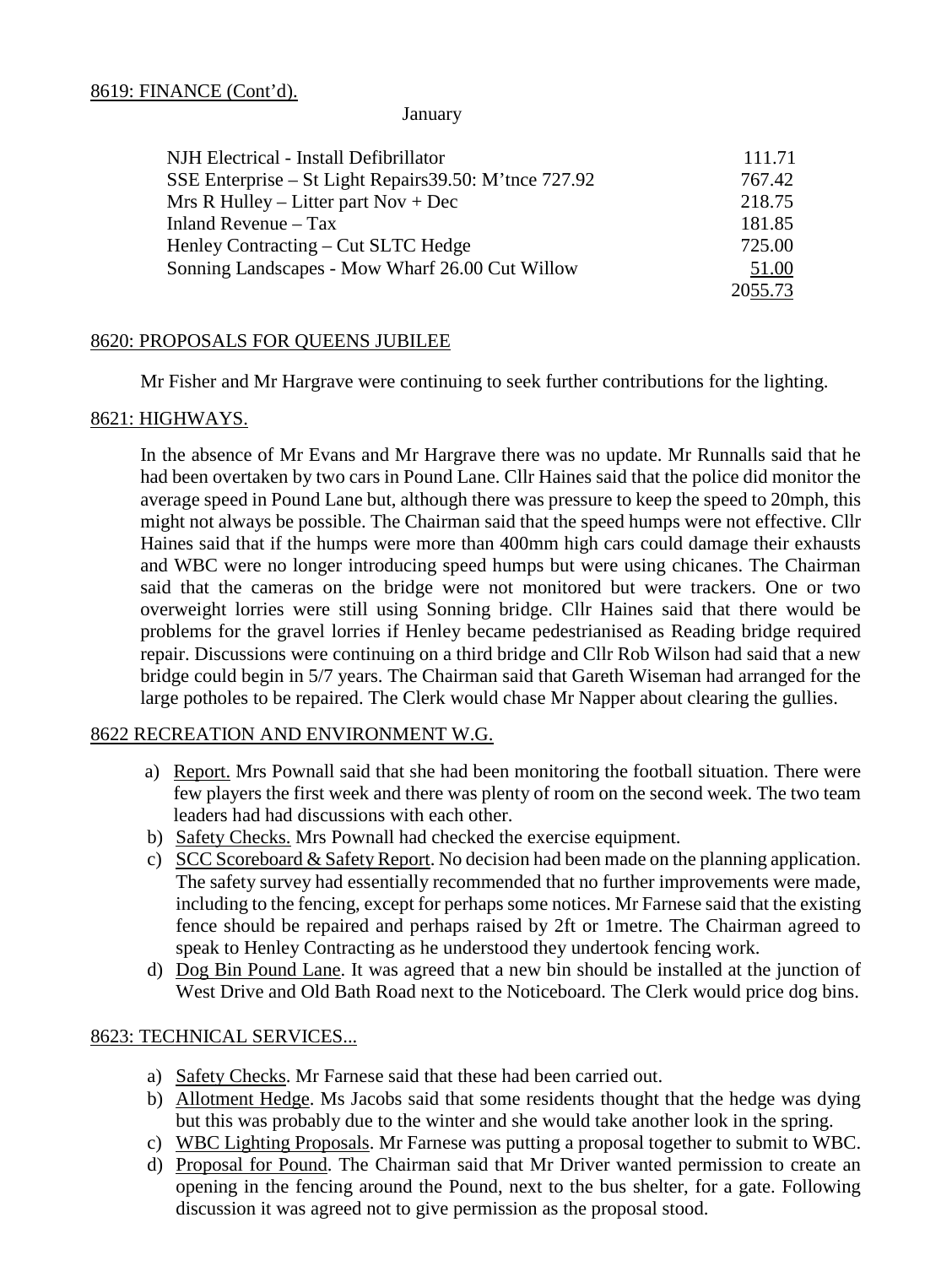8619: FINANCE (Cont'd).

January

| | |
|---|---|
| NJH Electrical - Install Defibrillator | 111.71 |
| SSE Enterprise – St Light Repairs39.50: M'tnce 727.92 | 767.42 |
| Mrs R Hulley – Litter part Nov + Dec | 218.75 |
| Inland Revenue – Tax | 181.85 |
| Henley Contracting – Cut SLTC Hedge | 725.00 |
| Sonning Landscapes - Mow Wharf 26.00 Cut Willow | 51.00 |
| | 2055.73 |

8620: PROPOSALS FOR QUEENS JUBILEE

Mr Fisher and Mr Hargrave were continuing to seek further contributions for the lighting.

8621: HIGHWAYS.

In the absence of Mr Evans and Mr Hargrave there was no update. Mr Runnalls said that he had been overtaken by two cars in Pound Lane. Cllr Haines said that the police did monitor the average speed in Pound Lane but, although there was pressure to keep the speed to 20mph, this might not always be possible. The Chairman said that the speed humps were not effective. Cllr Haines said that if the humps were more than 400mm high cars could damage their exhausts and WBC were no longer introducing speed humps but were using chicanes. The Chairman said that the cameras on the bridge were not monitored but were trackers. One or two overweight lorries were still using Sonning bridge. Cllr Haines said that there would be problems for the gravel lorries if Henley became pedestrianised as Reading bridge required repair. Discussions were continuing on a third bridge and Cllr Rob Wilson had said that a new bridge could begin in 5/7 years. The Chairman said that Gareth Wiseman had arranged for the large potholes to be repaired. The Clerk would chase Mr Napper about clearing the gullies.

8622 RECREATION AND ENVIRONMENT W.G.

a) Report. Mrs Pownall said that she had been monitoring the football situation. There were few players the first week and there was plenty of room on the second week. The two team leaders had had discussions with each other.
b) Safety Checks. Mrs Pownall had checked the exercise equipment.
c) SCC Scoreboard & Safety Report. No decision had been made on the planning application. The safety survey had essentially recommended that no further improvements were made, including to the fencing, except for perhaps some notices. Mr Farnese said that the existing fence should be repaired and perhaps raised by 2ft or 1metre. The Chairman agreed to speak to Henley Contracting as he understood they undertook fencing work.
d) Dog Bin Pound Lane. It was agreed that a new bin should be installed at the junction of West Drive and Old Bath Road next to the Noticeboard. The Clerk would price dog bins.

8623: TECHNICAL SERVICES...

a) Safety Checks. Mr Farnese said that these had been carried out.
b) Allotment Hedge. Ms Jacobs said that some residents thought that the hedge was dying but this was probably due to the winter and she would take another look in the spring.
c) WBC Lighting Proposals. Mr Farnese was putting a proposal together to submit to WBC.
d) Proposal for Pound. The Chairman said that Mr Driver wanted permission to create an opening in the fencing around the Pound, next to the bus shelter, for a gate. Following discussion it was agreed not to give permission as the proposal stood.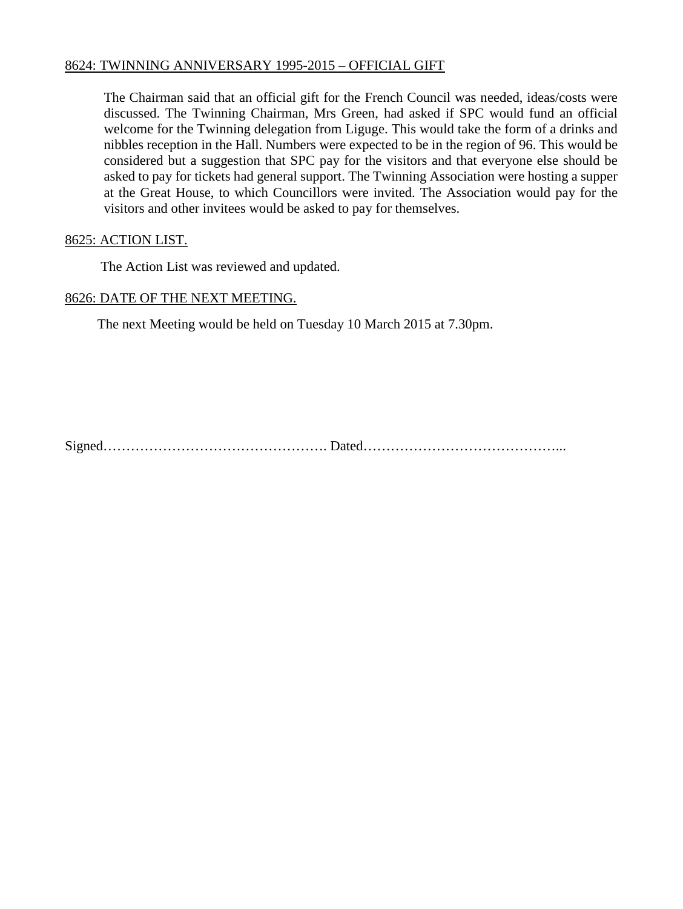<u>8624: TWINNING ANNIVERSARY 1995-2015 – OFFICIAL GIFT</u>

The Chairman said that an official gift for the French Council was needed, ideas/costs were discussed. The Twinning Chairman, Mrs Green, had asked if SPC would fund an official welcome for the Twinning delegation from Liguge. This would take the form of a drinks and nibbles reception in the Hall. Numbers were expected to be in the region of 96. This would be considered but a suggestion that SPC pay for the visitors and that everyone else should be asked to pay for tickets had general support. The Twinning Association were hosting a supper at the Great House, to which Councillors were invited. The Association would pay for the visitors and other invitees would be asked to pay for themselves.

<u>8625: ACTION LIST.</u>

The Action List was reviewed and updated.

<u>8626: DATE OF THE NEXT MEETING.</u>

The next Meeting would be held on Tuesday 10 March 2015 at 7.30pm.

Signed…………………………………………. Dated……………………………………...